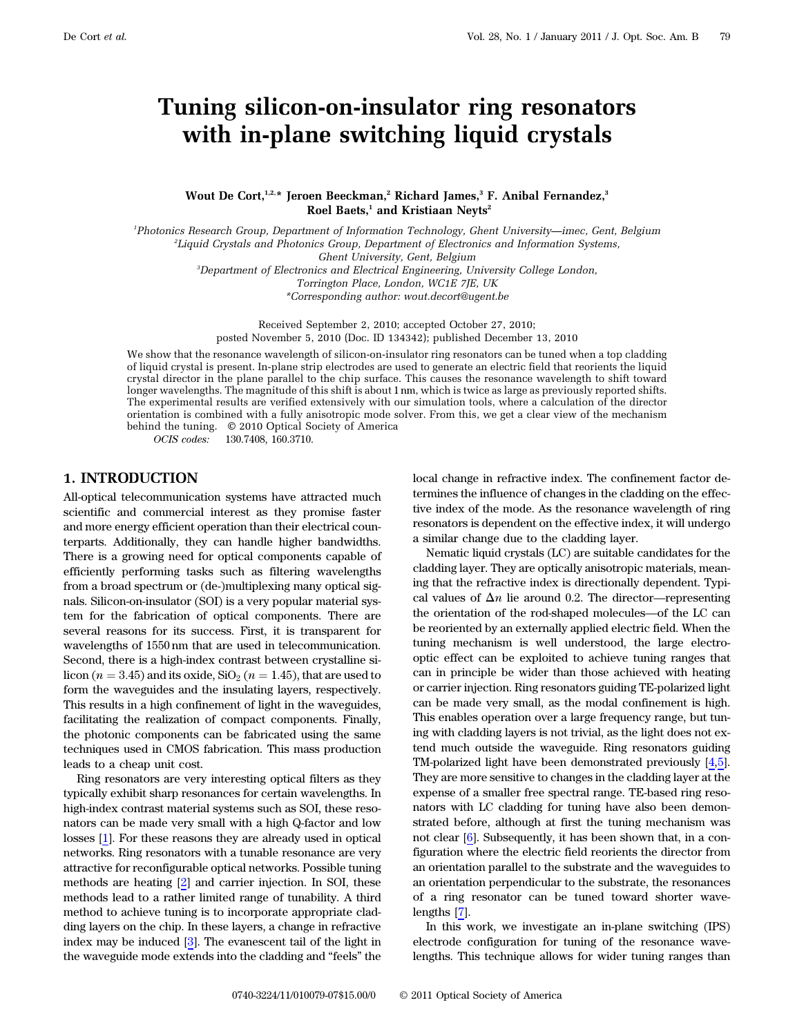# Tuning silicon-on-insulator ring resonators with in-plane switching liquid crystals

**Wout De Cort,[1,2,*] Jeroen Beeckman,[2] Richard James,[3] F. Anibal Fernandez,[3] Roel Baets,[1] and Kristiaan Neyts[2]**

[1]Photonics Research Group, Department of Information Technology, Ghent University—imec, Gent, Belgium
[2]Liquid Crystals and Photonics Group, Department of Electronics and Information Systems, Ghent University, Gent, Belgium
[3]Department of Electronics and Electrical Engineering, University College London, Torrington Place, London, WC1E 7JE, UK
*Corresponding author: wout.decort@ugent.be

Received September 2, 2010; accepted October 27, 2010; posted November 5, 2010 (Doc. ID 134342); published December 13, 2010

We show that the resonance wavelength of silicon-on-insulator ring resonators can be tuned when a top cladding of liquid crystal is present. In-plane strip electrodes are used to generate an electric field that reorients the liquid crystal director in the plane parallel to the chip surface. This causes the resonance wavelength to shift toward longer wavelengths. The magnitude of this shift is about 1 nm, which is twice as large as previously reported shifts. The experimental results are verified extensively with our simulation tools, where a calculation of the director orientation is combined with a fully anisotropic mode solver. From this, we get a clear view of the mechanism behind the tuning. © 2010 Optical Society of America

*OCIS codes:* 130.7408, 160.3710.

## 1. INTRODUCTION

All-optical telecommunication systems have attracted much scientific and commercial interest as they promise faster and more energy efficient operation than their electrical counterparts. Additionally, they can handle higher bandwidths. There is a growing need for optical components capable of efficiently performing tasks such as filtering wavelengths from a broad spectrum or (de-)multiplexing many optical signals. Silicon-on-insulator (SOI) is a very popular material system for the fabrication of optical components. There are several reasons for its success. First, it is transparent for wavelengths of 1550 nm that are used in telecommunication. Second, there is a high-index contrast between crystalline silicon ($n = 3.45$) and its oxide, $SiO_2$ ($n = 1.45$), that are used to form the waveguides and the insulating layers, respectively. This results in a high confinement of light in the waveguides, facilitating the realization of compact components. Finally, the photonic components can be fabricated using the same techniques used in CMOS fabrication. This mass production leads to a cheap unit cost.

Ring resonators are very interesting optical filters as they typically exhibit sharp resonances for certain wavelengths. In high-index contrast material systems such as SOI, these resonators can be made very small with a high Q-factor and low losses [1]. For these reasons they are already used in optical networks. Ring resonators with a tunable resonance are very attractive for reconfigurable optical networks. Possible tuning methods are heating [2] and carrier injection. In SOI, these methods lead to a rather limited range of tunability. A third method to achieve tuning is to incorporate appropriate cladding layers on the chip. In these layers, a change in refractive index may be induced [3]. The evanescent tail of the light in the waveguide mode extends into the cladding and "feels" the local change in refractive index. The confinement factor determines the influence of changes in the cladding on the effective index of the mode. As the resonance wavelength of ring resonators is dependent on the effective index, it will undergo a similar change due to the cladding layer.

Nematic liquid crystals (LC) are suitable candidates for the cladding layer. They are optically anisotropic materials, meaning that the refractive index is directionally dependent. Typical values of $\Delta n$ lie around 0.2. The director—representing the orientation of the rod-shaped molecules—of the LC can be reoriented by an externally applied electric field. When the tuning mechanism is well understood, the large electro-optic effect can be exploited to achieve tuning ranges that can in principle be wider than those achieved with heating or carrier injection. Ring resonators guiding TE-polarized light can be made very small, as the modal confinement is high. This enables operation over a large frequency range, but tuning with cladding layers is not trivial, as the light does not extend much outside the waveguide. Ring resonators guiding TM-polarized light have been demonstrated previously [4,5]. They are more sensitive to changes in the cladding layer at the expense of a smaller free spectral range. TE-based ring resonators with LC cladding for tuning have also been demonstrated before, although at first the tuning mechanism was not clear [6]. Subsequently, it has been shown that, in a configuration where the electric field reorients the director from an orientation parallel to the substrate and the waveguides to an orientation perpendicular to the substrate, the resonances of a ring resonator can be tuned toward shorter wavelengths [7].

In this work, we investigate an in-plane switching (IPS) electrode configuration for tuning of the resonance wavelengths. This technique allows for wider tuning ranges than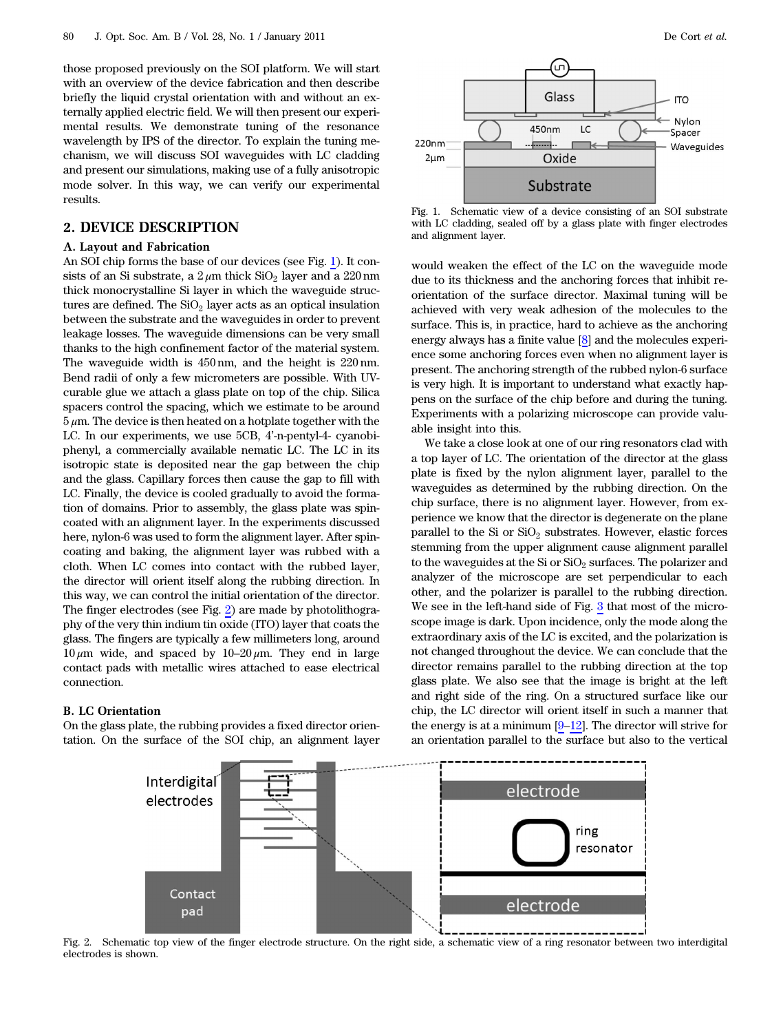those proposed previously on the SOI platform. We will start with an overview of the device fabrication and then describe briefly the liquid crystal orientation with and without an externally applied electric field. We will then present our experimental results. We demonstrate tuning of the resonance wavelength by IPS of the director. To explain the tuning mechanism, we will discuss SOI waveguides with LC cladding and present our simulations, making use of a fully anisotropic mode solver. In this way, we can verify our experimental results.

## 2. DEVICE DESCRIPTION

### A. Layout and Fabrication

An SOI chip forms the base of our devices (see Fig. 1). It consists of an Si substrate, a $2\,\mu$m thick $SiO_2$ layer and a 220 nm thick monocrystalline Si layer in which the waveguide structures are defined. The $SiO_2$ layer acts as an optical insulation between the substrate and the waveguides in order to prevent leakage losses. The waveguide dimensions can be very small thanks to the high confinement factor of the material system. The waveguide width is 450 nm, and the height is 220 nm. Bend radii of only a few micrometers are possible. With UV-curable glue we attach a glass plate on top of the chip. Silica spacers control the spacing, which we estimate to be around $5\,\mu$m. The device is then heated on a hotplate together with the LC. In our experiments, we use 5CB, 4'-n-pentyl-4- cyanobiphenyl, a commercially available nematic LC. The LC in its isotropic state is deposited near the gap between the chip and the glass. Capillary forces then cause the gap to fill with LC. Finally, the device is cooled gradually to avoid the formation of domains. Prior to assembly, the glass plate was spin-coated with an alignment layer. In the experiments discussed here, nylon-6 was used to form the alignment layer. After spin-coating and baking, the alignment layer was rubbed with a cloth. When LC comes into contact with the rubbed layer, the director will orient itself along the rubbing direction. In this way, we can control the initial orientation of the director. The finger electrodes (see Fig. 2) are made by photolithography of the very thin indium tin oxide (ITO) layer that coats the glass. The fingers are typically a few millimeters long, around $10\,\mu$m wide, and spaced by $10$–$20\,\mu$m. They end in large contact pads with metallic wires attached to ease electrical connection.

### B. LC Orientation

On the glass plate, the rubbing provides a fixed director orientation. On the surface of the SOI chip, an alignment layer would weaken the effect of the LC on the waveguide mode due to its thickness and the anchoring forces that inhibit reorientation of the surface director. Maximal tuning will be achieved with very weak adhesion of the molecules to the surface. This is, in practice, hard to achieve as the anchoring energy always has a finite value [8] and the molecules experience some anchoring forces even when no alignment layer is present. The anchoring strength of the rubbed nylon-6 surface is very high. It is important to understand what exactly happens on the surface of the chip before and during the tuning. Experiments with a polarizing microscope can provide valuable insight into this.

We take a close look at one of our ring resonators clad with a top layer of LC. The orientation of the director at the glass plate is fixed by the nylon alignment layer, parallel to the waveguides as determined by the rubbing direction. On the chip surface, there is no alignment layer. However, from experience we know that the director is degenerate on the plane parallel to the Si or $SiO_2$ substrates. However, elastic forces stemming from the upper alignment cause alignment parallel to the waveguides at the Si or $SiO_2$ surfaces. The polarizer and analyzer of the microscope are set perpendicular to each other, and the polarizer is parallel to the rubbing direction. We see in the left-hand side of Fig. 3 that most of the microscope image is dark. Upon incidence, only the mode along the extraordinary axis of the LC is excited, and the polarization is not changed throughout the device. We can conclude that the director remains parallel to the rubbing direction at the top glass plate. We also see that the image is bright at the left and right side of the ring. On a structured surface like our chip, the LC director will orient itself in such a manner that the energy is at a minimum [9–12]. The director will strive for an orientation parallel to the surface but also to the vertical

Fig. 1. Schematic view of a device consisting of an SOI substrate with LC cladding, sealed off by a glass plate with finger electrodes and alignment layer.

Fig. 2. Schematic top view of the finger electrode structure. On the right side, a schematic view of a ring resonator between two interdigital electrodes is shown.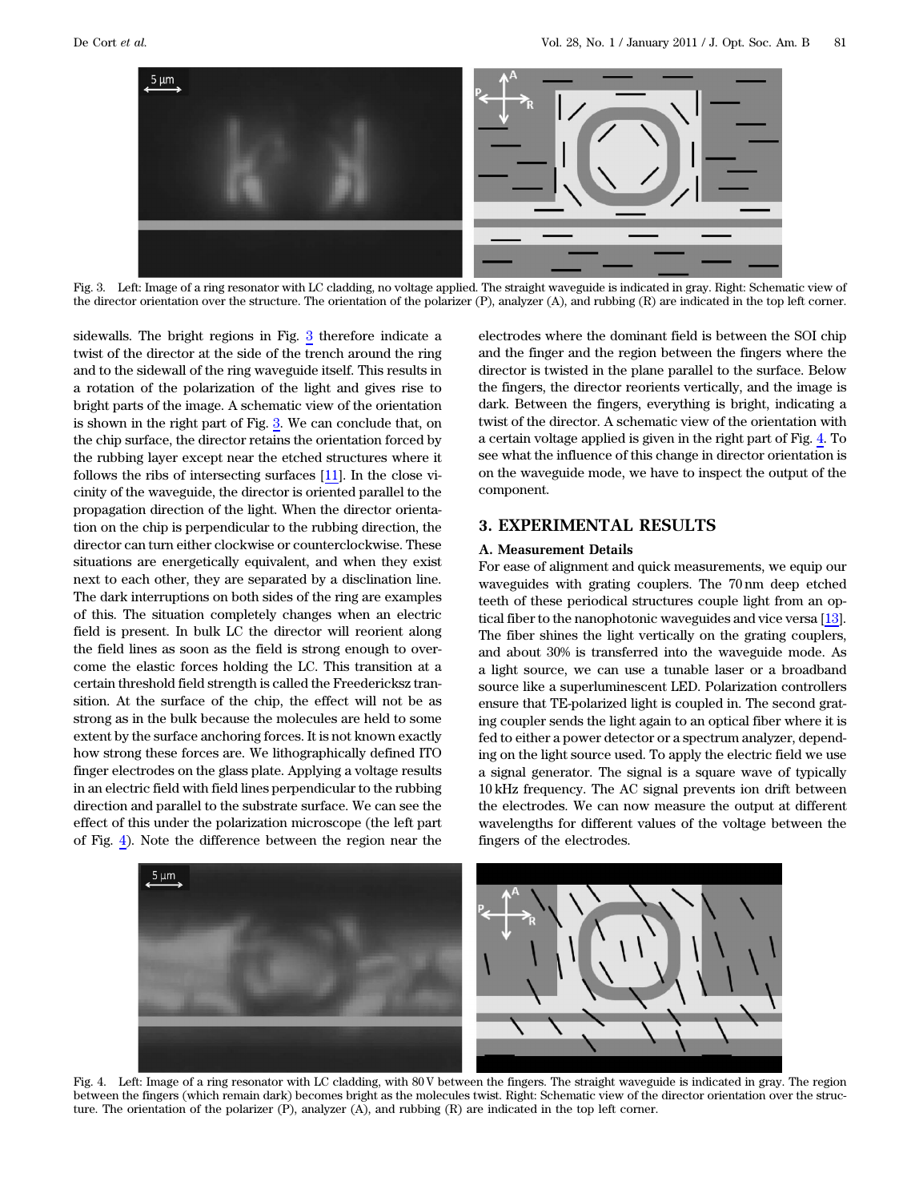Fig. 3. Left: Image of a ring resonator with LC cladding, no voltage applied. The straight waveguide is indicated in gray. Right: Schematic view of the director orientation over the structure. The orientation of the polarizer (P), analyzer (A), and rubbing (R) are indicated in the top left corner.

sidewalls. The bright regions in Fig. 3 therefore indicate a twist of the director at the side of the trench around the ring and to the sidewall of the ring waveguide itself. This results in a rotation of the polarization of the light and gives rise to bright parts of the image. A schematic view of the orientation is shown in the right part of Fig. 3. We can conclude that, on the chip surface, the director retains the orientation forced by the rubbing layer except near the etched structures where it follows the ribs of intersecting surfaces [11]. In the close vicinity of the waveguide, the director is oriented parallel to the propagation direction of the light. When the director orientation on the chip is perpendicular to the rubbing direction, the director can turn either clockwise or counterclockwise. These situations are energetically equivalent, and when they exist next to each other, they are separated by a disclination line. The dark interruptions on both sides of the ring are examples of this. The situation completely changes when an electric field is present. In bulk LC the director will reorient along the field lines as soon as the field is strong enough to overcome the elastic forces holding the LC. This transition at a certain threshold field strength is called the Freedericksz transition. At the surface of the chip, the effect will not be as strong as in the bulk because the molecules are held to some extent by the surface anchoring forces. It is not known exactly how strong these forces are. We lithographically defined ITO finger electrodes on the glass plate. Applying a voltage results in an electric field with field lines perpendicular to the rubbing direction and parallel to the substrate surface. We can see the effect of this under the polarization microscope (the left part of Fig. 4). Note the difference between the region near the electrodes where the dominant field is between the SOI chip and the finger and the region between the fingers where the director is twisted in the plane parallel to the surface. Below the fingers, the director reorients vertically, and the image is dark. Between the fingers, everything is bright, indicating a twist of the director. A schematic view of the orientation with a certain voltage applied is given in the right part of Fig. 4. To see what the influence of this change in director orientation is on the waveguide mode, we have to inspect the output of the component.

## 3. EXPERIMENTAL RESULTS

### A. Measurement Details

For ease of alignment and quick measurements, we equip our waveguides with grating couplers. The 70 nm deep etched teeth of these periodical structures couple light from an optical fiber to the nanophotonic waveguides and vice versa [13]. The fiber shines the light vertically on the grating couplers, and about 30% is transferred into the waveguide mode. As a light source, we can use a tunable laser or a broadband source like a superluminescent LED. Polarization controllers ensure that TE-polarized light is coupled in. The second grating coupler sends the light again to an optical fiber where it is fed to either a power detector or a spectrum analyzer, depending on the light source used. To apply the electric field we use a signal generator. The signal is a square wave of typically 10 kHz frequency. The AC signal prevents ion drift between the electrodes. We can now measure the output at different wavelengths for different values of the voltage between the fingers of the electrodes.

Fig. 4. Left: Image of a ring resonator with LC cladding, with 80 V between the fingers. The straight waveguide is indicated in gray. The region between the fingers (which remain dark) becomes bright as the molecules twist. Right: Schematic view of the director orientation over the structure. The orientation of the polarizer (P), analyzer (A), and rubbing (R) are indicated in the top left corner.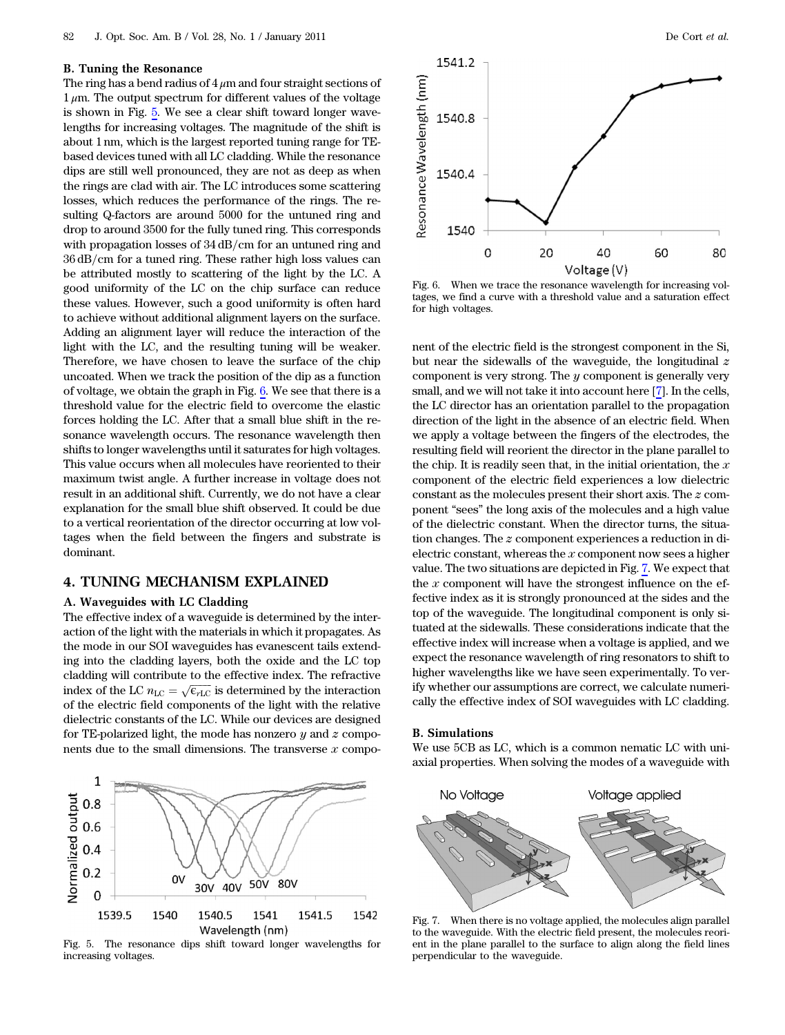### B. Tuning the Resonance

The ring has a bend radius of 4 μm and four straight sections of 1 μm. The output spectrum for different values of the voltage is shown in Fig. 5. We see a clear shift toward longer wavelengths for increasing voltages. The magnitude of the shift is about 1 nm, which is the largest reported tuning range for TE-based devices tuned with all LC cladding. While the resonance dips are still well pronounced, they are not as deep as when the rings are clad with air. The LC introduces some scattering losses, which reduces the performance of the rings. The resulting Q-factors are around 5000 for the untuned ring and drop to around 3500 for the fully tuned ring. This corresponds with propagation losses of 34 dB/cm for an untuned ring and 36 dB/cm for a tuned ring. These rather high loss values can be attributed mostly to scattering of the light by the LC. A good uniformity of the LC on the chip surface can reduce these values. However, such a good uniformity is often hard to achieve without additional alignment layers on the surface. Adding an alignment layer will reduce the interaction of the light with the LC, and the resulting tuning will be weaker. Therefore, we have chosen to leave the surface of the chip uncoated. When we track the position of the dip as a function of voltage, we obtain the graph in Fig. 6. We see that there is a threshold value for the electric field to overcome the elastic forces holding the LC. After that a small blue shift in the resonance wavelength occurs. The resonance wavelength then shifts to longer wavelengths until it saturates for high voltages. This value occurs when all molecules have reoriented to their maximum twist angle. A further increase in voltage does not result in an additional shift. Currently, we do not have a clear explanation for the small blue shift observed. It could be due to a vertical reorientation of the director occurring at low voltages when the field between the fingers and substrate is dominant.

## 4. TUNING MECHANISM EXPLAINED

### A. Waveguides with LC Cladding

The effective index of a waveguide is determined by the interaction of the light with the materials in which it propagates. As the mode in our SOI waveguides has evanescent tails extending into the cladding layers, both the oxide and the LC top cladding will contribute to the effective index. The refractive index of the LC $n_{LC} = \sqrt{\epsilon_{rLC}}$ is determined by the interaction of the electric field components of the light with the relative dielectric constants of the LC. While our devices are designed for TE-polarized light, the mode has nonzero $y$ and $z$ components due to the small dimensions. The transverse $x$ component of the electric field is the strongest component in the Si, but near the sidewalls of the waveguide, the longitudinal $z$ component is very strong. The $y$ component is generally very small, and we will not take it into account here [7]. In the cells, the LC director has an orientation parallel to the propagation direction of the light in the absence of an electric field. When we apply a voltage between the fingers of the electrodes, the resulting field will reorient the director in the plane parallel to the chip. It is readily seen that, in the initial orientation, the $x$ component of the electric field experiences a low dielectric constant as the molecules present their short axis. The $z$ component "sees" the long axis of the molecules and a high value of the dielectric constant. When the director turns, the situation changes. The $z$ component experiences a reduction in dielectric constant, whereas the $x$ component now sees a higher value. The two situations are depicted in Fig. 7. We expect that the $x$ component will have the strongest influence on the effective index as it is strongly pronounced at the sides and the top of the waveguide. The longitudinal component is only situated at the sidewalls. These considerations indicate that the effective index will increase when a voltage is applied, and we expect the resonance wavelength of ring resonators to shift to higher wavelengths like we have seen experimentally. To verify whether our assumptions are correct, we calculate numerically the effective index of SOI waveguides with LC cladding.

Normalized output
1
0.8
0.6
0.4
0.2
0
0V 30V 40V 50V 80V
1539.5 1540 1540.5 1541 1541.5 1542
Wavelength (nm)

Fig. 5. The resonance dips shift toward longer wavelengths for increasing voltages.

Resonance Wavelength (nm)
1541.2
1540.8
1540.4
1540
0 20 40 60 80
Voltage (V)

Fig. 6. When we trace the resonance wavelength for increasing voltages, we find a curve with a threshold value and a saturation effect for high voltages.

### B. Simulations

We use 5CB as LC, which is a common nematic LC with uniaxial properties. When solving the modes of a waveguide with

No Voltage
Voltage applied

Fig. 7. When there is no voltage applied, the molecules align parallel to the waveguide. With the electric field present, the molecules reorient in the plane parallel to the surface to align along the field lines perpendicular to the waveguide.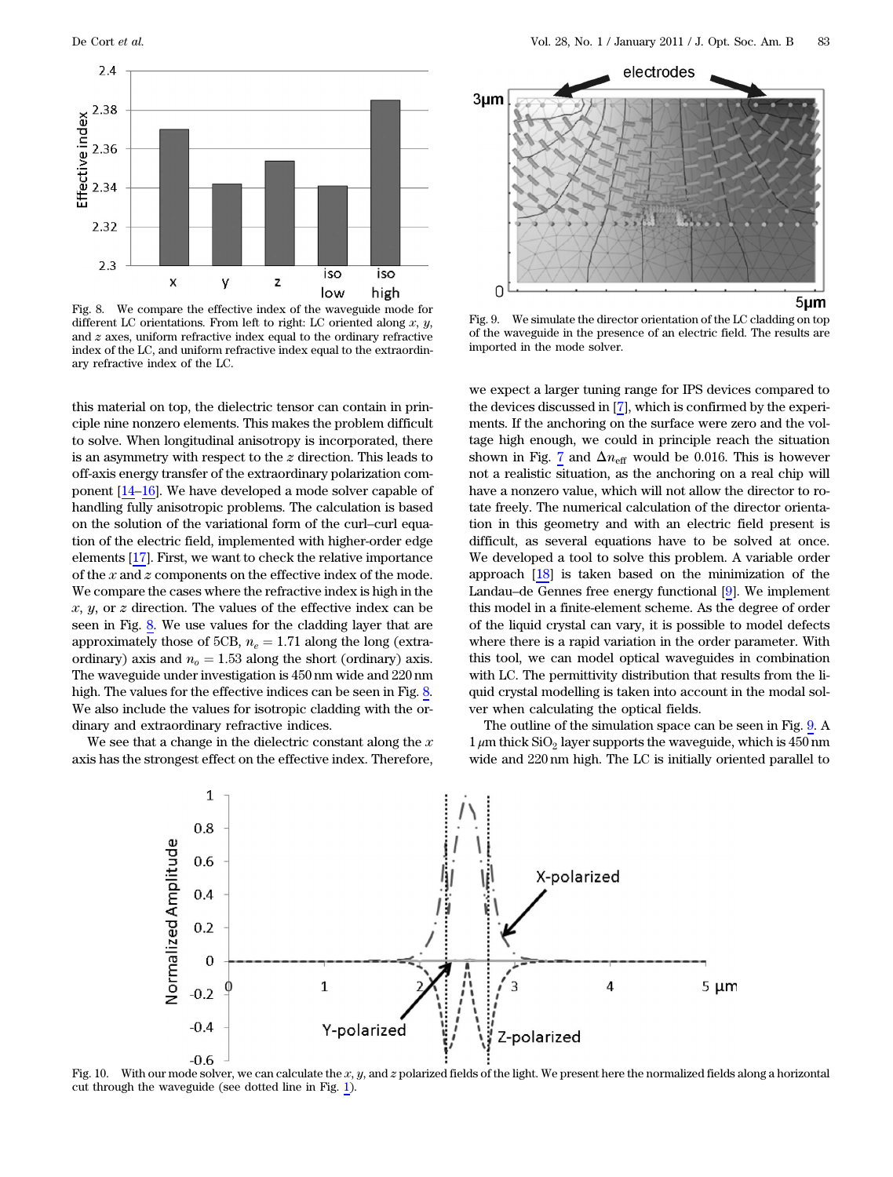Fig. 8. We compare the effective index of the waveguide mode for different LC orientations. From left to right: LC oriented along $x$, $y$, and $z$ axes, uniform refractive index equal to the ordinary refractive index of the LC, and uniform refractive index equal to the extraordinary refractive index of the LC.

Fig. 9. We simulate the director orientation of the LC cladding on top of the waveguide in the presence of an electric field. The results are imported in the mode solver.

this material on top, the dielectric tensor can contain in principle nine nonzero elements. This makes the problem difficult to solve. When longitudinal anisotropy is incorporated, there is an asymmetry with respect to the $z$ direction. This leads to off-axis energy transfer of the extraordinary polarization component [14–16]. We have developed a mode solver capable of handling fully anisotropic problems. The calculation is based on the solution of the variational form of the curl–curl equation of the electric field, implemented with higher-order edge elements [17]. First, we want to check the relative importance of the $x$ and $z$ components on the effective index of the mode. We compare the cases where the refractive index is high in the $x$, $y$, or $z$ direction. The values of the effective index can be seen in Fig. 8. We use values for the cladding layer that are approximately those of 5CB, $n_e = 1.71$ along the long (extraordinary) axis and $n_o = 1.53$ along the short (ordinary) axis. The waveguide under investigation is 450 nm wide and 220 nm high. The values for the effective indices can be seen in Fig. 8. We also include the values for isotropic cladding with the ordinary and extraordinary refractive indices.

We see that a change in the dielectric constant along the $x$ axis has the strongest effect on the effective index. Therefore, we expect a larger tuning range for IPS devices compared to the devices discussed in [7], which is confirmed by the experiments. If the anchoring on the surface were zero and the voltage high enough, we could in principle reach the situation shown in Fig. 7 and $\Delta n_{\mathrm{eff}}$ would be 0.016. This is however not a realistic situation, as the anchoring on a real chip will have a nonzero value, which will not allow the director to rotate freely. The numerical calculation of the director orientation in this geometry and with an electric field present is difficult, as several equations have to be solved at once. We developed a tool to solve this problem. A variable order approach [18] is taken based on the minimization of the Landau–de Gennes free energy functional [9]. We implement this model in a finite-element scheme. As the degree of order of the liquid crystal can vary, it is possible to model defects where there is a rapid variation in the order parameter. With this tool, we can model optical waveguides in combination with LC. The permittivity distribution that results from the liquid crystal modelling is taken into account in the modal solver when calculating the optical fields.

The outline of the simulation space can be seen in Fig. 9. A $1\,\mu$m thick $SiO_2$ layer supports the waveguide, which is 450 nm wide and 220 nm high. The LC is initially oriented parallel to

Fig. 10. With our mode solver, we can calculate the $x$, $y$, and $z$ polarized fields of the light. We present here the normalized fields along a horizontal cut through the waveguide (see dotted line in Fig. 1).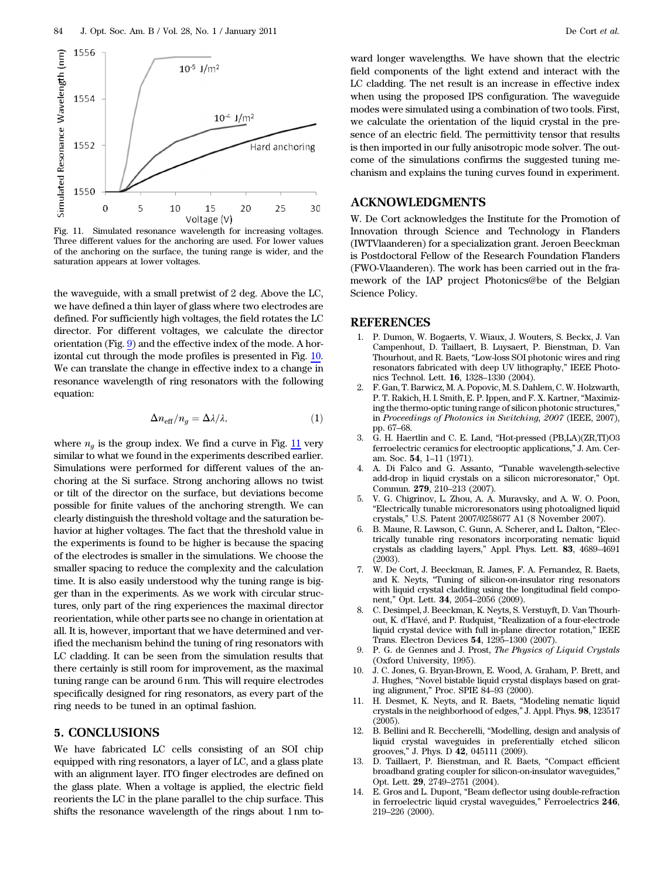1556

$10^{-5}$ J/m$^2$

1554

$10^{-4}$ J/m$^2$

1552

Hard anchoring

1550

0 5 10 15 20 25 30

Voltage (V)

Simulated Resonance Wavelength (nm)

Fig. 11. Simulated resonance wavelength for increasing voltages. Three different values for the anchoring are used. For lower values of the anchoring on the surface, the tuning range is wider, and the saturation appears at lower voltages.

the waveguide, with a small pretwist of 2 deg. Above the LC, we have defined a thin layer of glass where two electrodes are defined. For sufficiently high voltages, the field rotates the LC director. For different voltages, we calculate the director orientation (Fig. 9) and the effective index of the mode. A horizontal cut through the mode profiles is presented in Fig. 10. We can translate the change in effective index to a change in resonance wavelength of ring resonators with the following equation:

$$\Delta n_{\mathrm{eff}}/n_g = \Delta\lambda/\lambda, \tag{1}$$

where $n_g$ is the group index. We find a curve in Fig. 11 very similar to what we found in the experiments described earlier. Simulations were performed for different values of the anchoring at the Si surface. Strong anchoring allows no twist or tilt of the director on the surface, but deviations become possible for finite values of the anchoring strength. We can clearly distinguish the threshold voltage and the saturation behavior at higher voltages. The fact that the threshold value in the experiments is found to be higher is because the spacing of the electrodes is smaller in the simulations. We choose the smaller spacing to reduce the complexity and the calculation time. It is also easily understood why the tuning range is bigger than in the experiments. As we work with circular structures, only part of the ring experiences the maximal director reorientation, while other parts see no change in orientation at all. It is, however, important that we have determined and verified the mechanism behind the tuning of ring resonators with LC cladding. It can be seen from the simulation results that there certainly is still room for improvement, as the maximal tuning range can be around 6 nm. This will require electrodes specifically designed for ring resonators, as every part of the ring needs to be tuned in an optimal fashion.

## 5. CONCLUSIONS

We have fabricated LC cells consisting of an SOI chip equipped with ring resonators, a layer of LC, and a glass plate with an alignment layer. ITO finger electrodes are defined on the glass plate. When a voltage is applied, the electric field reorients the LC in the plane parallel to the chip surface. This shifts the resonance wavelength of the rings about 1 nm toward longer wavelengths. We have shown that the electric field components of the light extend and interact with the LC cladding. The net result is an increase in effective index when using the proposed IPS configuration. The waveguide modes were simulated using a combination of two tools. First, we calculate the orientation of the liquid crystal in the presence of an electric field. The permittivity tensor that results is then imported in our fully anisotropic mode solver. The outcome of the simulations confirms the suggested tuning mechanism and explains the tuning curves found in experiment.

## ACKNOWLEDGMENTS

W. De Cort acknowledges the Institute for the Promotion of Innovation through Science and Technology in Flanders (IWTVlaanderen) for a specialization grant. Jeroen Beeckman is Postdoctoral Fellow of the Research Foundation Flanders (FWO-Vlaanderen). The work has been carried out in the framework of the IAP project Photonics@be of the Belgian Science Policy.

## REFERENCES

1. P. Dumon, W. Bogaerts, V. Wiaux, J. Wouters, S. Beckx, J. Van Campenhout, D. Taillaert, B. Luysaert, P. Bienstman, D. Van Thourhout, and R. Baets, "Low-loss SOI photonic wires and ring resonators fabricated with deep UV lithography," IEEE Photonics Technol. Lett. **16**, 1328–1330 (2004).
2. F. Gan, T. Barwicz, M. A. Popovic, M. S. Dahlem, C. W. Holzwarth, P. T. Rakich, H. I. Smith, E. P. Ippen, and F. X. Kartner, "Maximizing the thermo-optic tuning range of silicon photonic structures," in *Proceedings of Photonics in Switching, 2007* (IEEE, 2007), pp. 67–68.
3. G. H. Haertlin and C. E. Land, "Hot-pressed (PB,LA)(ZR,TI)O3 ferroelectric ceramics for electrooptic applications," J. Am. Ceram. Soc. **54**, 1–11 (1971).
4. A. Di Falco and G. Assanto, "Tunable wavelength-selective add-drop in liquid crystals on a silicon microresonator," Opt. Commun. **279**, 210–213 (2007).
5. V. G. Chigrinov, L. Zhou, A. A. Muravsky, and A. W. O. Poon, "Electrically tunable microresonators using photoaligned liquid crystals," U.S. Patent 2007/0258677 A1 (8 November 2007).
6. B. Maune, R. Lawson, C. Gunn, A. Scherer, and L. Dalton, "Electrically tunable ring resonators incorporating nematic liquid crystals as cladding layers," Appl. Phys. Lett. **83**, 4689–4691 (2003).
7. W. De Cort, J. Beeckman, R. James, F. A. Fernandez, R. Baets, and K. Neyts, "Tuning of silicon-on-insulator ring resonators with liquid crystal cladding using the longitudinal field component," Opt. Lett. **34**, 2054–2056 (2009).
8. C. Desimpel, J. Beeckman, K. Neyts, S. Verstuyft, D. Van Thourhout, K. d'Havé, and P. Rudquist, "Realization of a four-electrode liquid crystal device with full in-plane director rotation," IEEE Trans. Electron Devices **54**, 1295–1300 (2007).
9. P. G. de Gennes and J. Prost, *The Physics of Liquid Crystals* (Oxford University, 1995).
10. J. C. Jones, G. Bryan-Brown, E. Wood, A. Graham, P. Brett, and J. Hughes, "Novel bistable liquid crystal displays based on grating alignment," Proc. SPIE 84–93 (2000).
11. H. Desmet, K. Neyts, and R. Baets, "Modeling nematic liquid crystals in the neighborhood of edges," J. Appl. Phys. **98**, 123517 (2005).
12. B. Bellini and R. Beccherelli, "Modelling, design and analysis of liquid crystal waveguides in preferentially etched silicon grooves," J. Phys. D **42**, 045111 (2009).
13. D. Taillaert, P. Bienstman, and R. Baets, "Compact efficient broadband grating coupler for silicon-on-insulator waveguides," Opt. Lett. **29**, 2749–2751 (2004).
14. E. Gros and L. Dupont, "Beam deflector using double-refraction in ferroelectric liquid crystal waveguides," Ferroelectrics **246**, 219–226 (2000).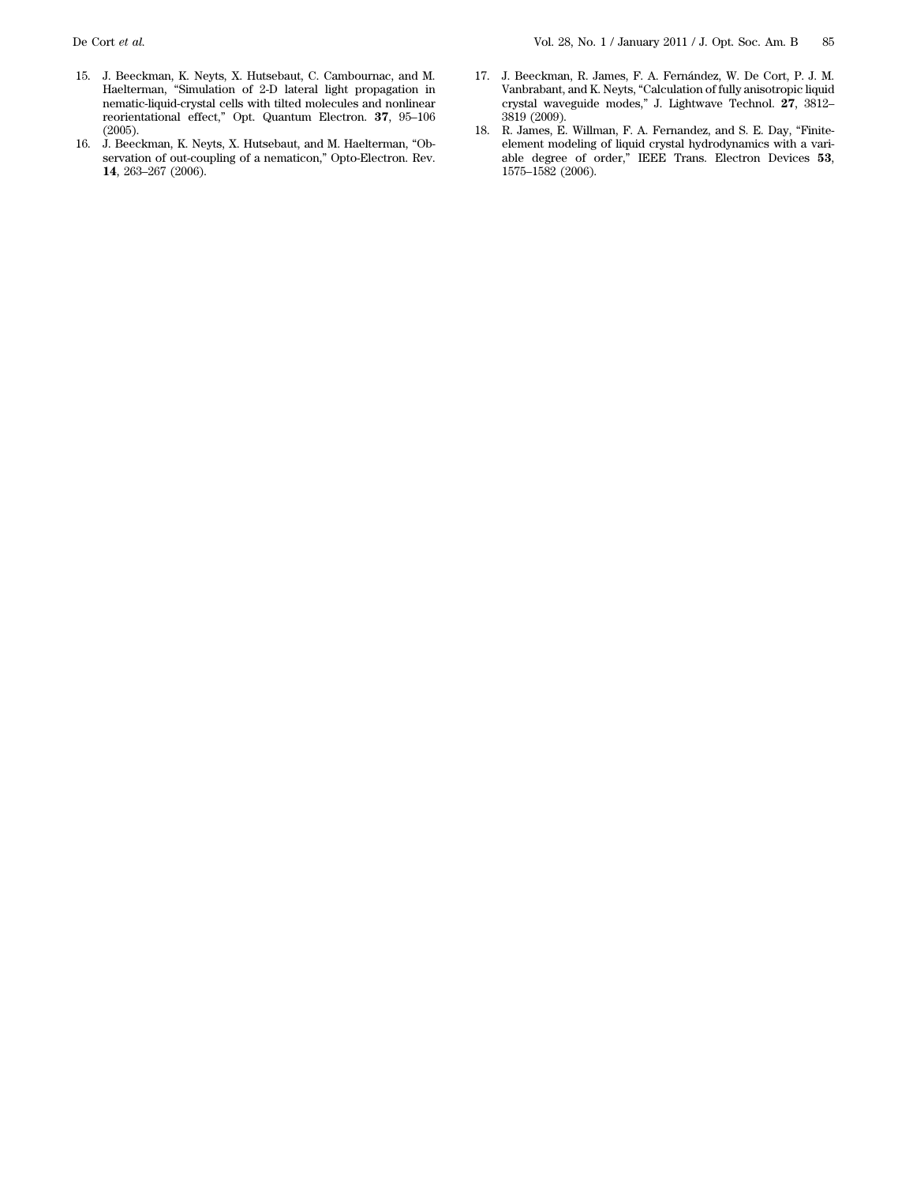15. J. Beeckman, K. Neyts, X. Hutsebaut, C. Cambournac, and M. Haelterman, "Simulation of 2-D lateral light propagation in nematic-liquid-crystal cells with tilted molecules and nonlinear reorientational effect," Opt. Quantum Electron. **37**, 95–106 (2005).
16. J. Beeckman, K. Neyts, X. Hutsebaut, and M. Haelterman, "Observation of out-coupling of a nematicon," Opto-Electron. Rev. **14**, 263–267 (2006).
17. J. Beeckman, R. James, F. A. Fernández, W. De Cort, P. J. M. Vanbrabant, and K. Neyts, "Calculation of fully anisotropic liquid crystal waveguide modes," J. Lightwave Technol. **27**, 3812–3819 (2009).
18. R. James, E. Willman, F. A. Fernandez, and S. E. Day, "Finite-element modeling of liquid crystal hydrodynamics with a variable degree of order," IEEE Trans. Electron Devices **53**, 1575–1582 (2006).